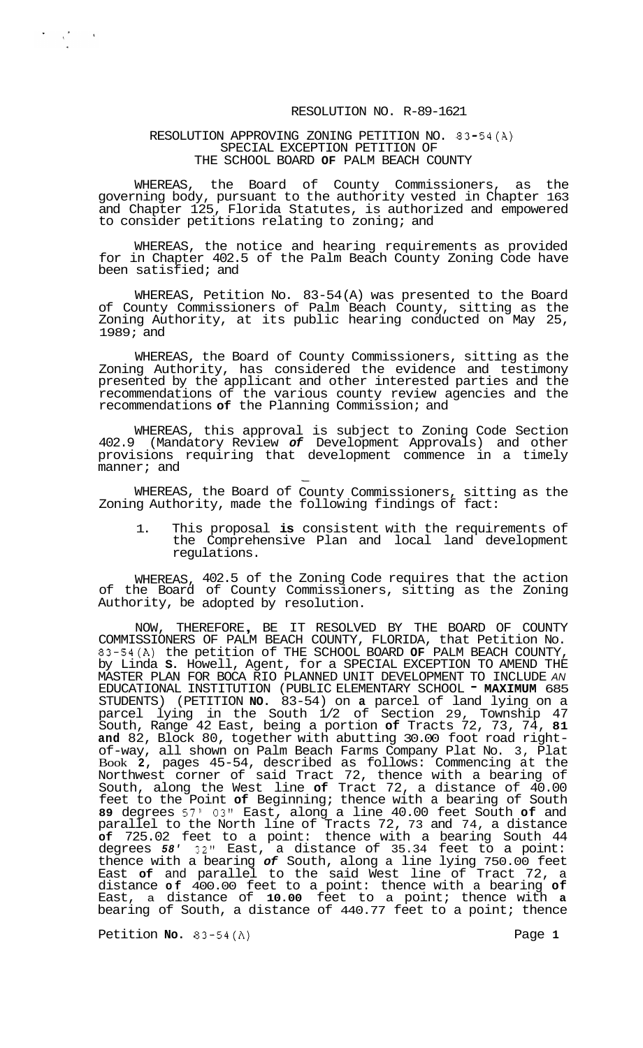RESOLUTION NO. R-89-1621

RESOLUTION APPROVING ZONING PETITION NO. 83-54(A)
SPECIAL EXCEPTION PETITION OF
THE SCHOOL BOARD **OF** PALM BEACH COUNTY

WHEREAS, the Board of County Commissioners, as the governing body, pursuant to the authority vested in Chapter 163 and Chapter 125, Florida Statutes, is authorized and empowered to consider petitions relating to zoning; and

WHEREAS, the notice and hearing requirements as provided for in Chapter 402.5 of the Palm Beach County Zoning Code have been satisfied; and

WHEREAS, Petition No. 83-54(A) was presented to the Board of County Commissioners of Palm Beach County, sitting as the Zoning Authority, at its public hearing conducted on May 25, 1989; and

WHEREAS, the Board of County Commissioners, sitting as the Zoning Authority, has considered the evidence and testimony presented by the applicant and other interested parties and the recommendations of the various county review agencies and the recommendations **of** the Planning Commission; and

WHEREAS, this approval is subject to Zoning Code Section 402.9 (Mandatory Review ***of*** Development Approvals) and other provisions requiring that development commence in a timely manner; and

WHEREAS, the Board of County Commissioners, sitting as the Zoning Authority, made the following findings of fact:

1. This proposal **is** consistent with the requirements of the Comprehensive Plan and local land development regulations.

WHEREAS, 402.5 of the Zoning Code requires that the action of the Board of County Commissioners, sitting as the Zoning Authority, be adopted by resolution.

NOW, THEREFORE, BE IT RESOLVED BY THE BOARD OF COUNTY COMMISSIONERS OF PALM BEACH COUNTY, FLORIDA, that Petition No. 83-54(A) the petition of THE SCHOOL BOARD **OF** PALM BEACH COUNTY, by Linda **S.** Howell, Agent, for a SPECIAL EXCEPTION TO AMEND THE MASTER PLAN FOR BOCA RIO PLANNED UNIT DEVELOPMENT TO INCLUDE *AN* EDUCATIONAL INSTITUTION (PUBLIC ELEMENTARY SCHOOL **- MAXIMUM** 685 STUDENTS) (PETITION **NO**. 83-54) on **a** parcel of land lying on a parcel lying in the South 1/2 of Section 29, Township 47 South, Range 42 East, being a portion **of** Tracts 72, 73, 74, **81 and** 82, Block 80, together with abutting 30.00 foot road right-of-way, all shown on Palm Beach Farms Company Plat No. 3, Plat Book **2**, pages 45-54, described as follows: Commencing at the Northwest corner of said Tract 72, thence with a bearing of South, along the West line **of** Tract 72, a distance of 40.00 feet to the Point **of** Beginning; thence with a bearing of South **89** degrees 57' 03" East, along a line 40.00 feet South **of** and parallel to the North line of Tracts 72, 73 and 74, a distance **of** 725.02 feet to a point: thence with a bearing South 44 degrees ***58'*** 32" East, a distance of 35.34 feet to a point: thence with a bearing ***of*** South, along a line lying 750.00 feet East **of** and parallel to the said West line of Tract 72, a distance **of** 400.00 feet to a point: thence with a bearing **of** East, a distance of **10.00** feet to a point; thence with **a** bearing of South, a distance of 440.77 feet to a point; thence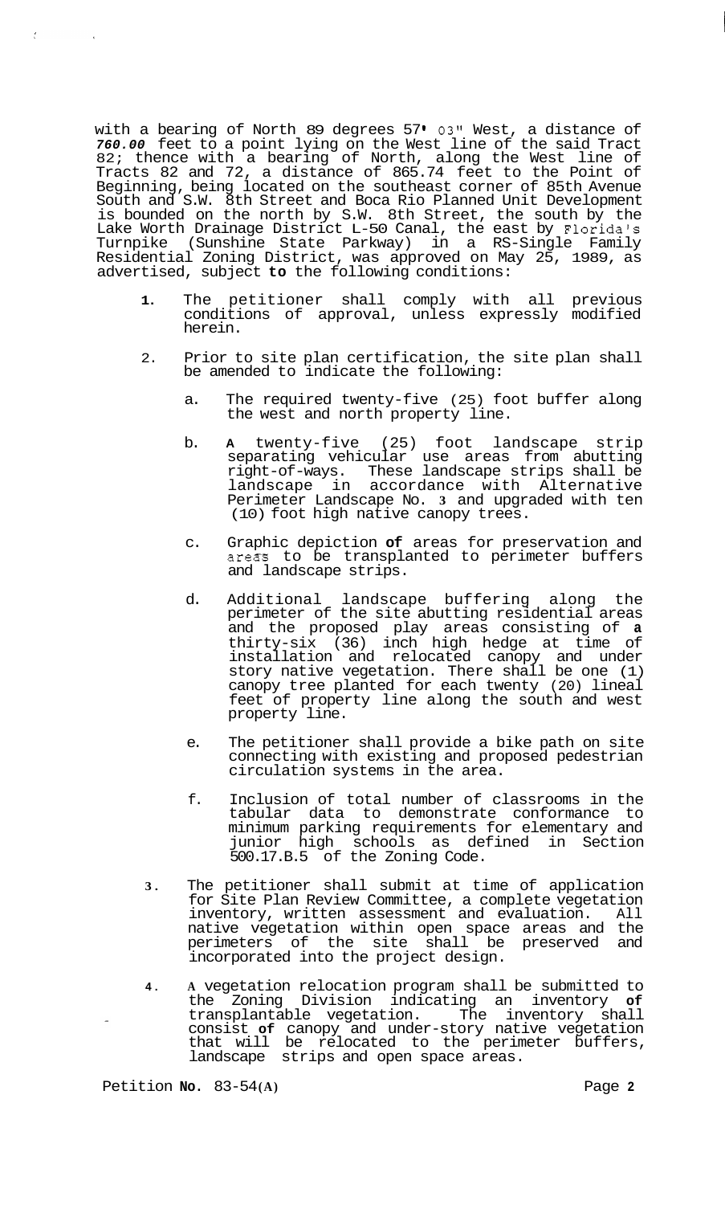with a bearing of North 89 degrees 57' 03" West, a distance of *760.00* feet to a point lying on the West line of the said Tract 82; thence with a bearing of North, along the West line of Tracts 82 and 72, a distance of 865.74 feet to the Point of Beginning, being located on the southeast corner of 85th Avenue South and S.W. 8th Street and Boca Rio Planned Unit Development is bounded on the north by S.W. 8th Street, the south by the Lake Worth Drainage District L-50 Canal, the east by Florida's Turnpike (Sunshine State Parkway) in a RS-Single Family Residential Zoning District, was approved on May 25, 1989, as advertised, subject **to** the following conditions:

1. The petitioner shall comply with all previous conditions of approval, unless expressly modified herein.

2. Prior to site plan certification, the site plan shall be amended to indicate the following:

   a. The required twenty-five (25) foot buffer along the west and north property line.

   b. **A** twenty-five (25) foot landscape strip separating vehicular use areas from abutting right-of-ways. These landscape strips shall be landscape in accordance with Alternative Perimeter Landscape No. 3 and upgraded with ten (10) foot high native canopy trees.

   c. Graphic depiction **of** areas for preservation and areas to be transplanted to perimeter buffers and landscape strips.

   d. Additional landscape buffering along the perimeter of the site abutting residential areas and the proposed play areas consisting of **a** thirty-six (36) inch high hedge at time of installation and relocated canopy and under story native vegetation. There shall be one (1) canopy tree planted for each twenty (20) lineal feet of property line along the south and west property line.

   e. The petitioner shall provide a bike path on site connecting with existing and proposed pedestrian circulation systems in the area.

   f. Inclusion of total number of classrooms in the tabular data to demonstrate conformance to minimum parking requirements for elementary and junior high schools as defined in Section 500.17.B.5 of the Zoning Code.

3. The petitioner shall submit at time of application for Site Plan Review Committee, a complete vegetation inventory, written assessment and evaluation. All native vegetation within open space areas and the perimeters of the site shall be preserved and incorporated into the project design.

4. **A** vegetation relocation program shall be submitted to the Zoning Division indicating an inventory **of** transplantable vegetation. The inventory shall consist **of** canopy and under-story native vegetation that will be relocated to the perimeter buffers, landscape strips and open space areas.

Petition **No.** 83-54**(A)**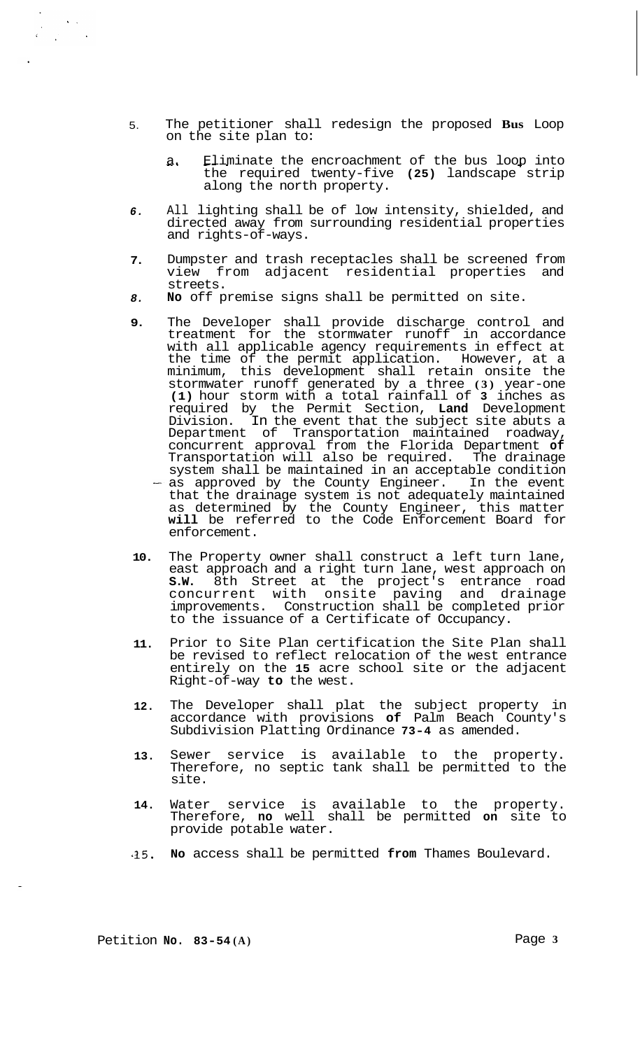5. The petitioner shall redesign the proposed **Bus** Loop on the site plan to:

   a. Eliminate the encroachment of the bus loop into the required twenty-five **(25)** landscape strip along the north property.

6. All lighting shall be of low intensity, shielded, and directed away from surrounding residential properties and rights-of-ways.

7. Dumpster and trash receptacles shall be screened from view from adjacent residential properties and streets.

8. **No** off premise signs shall be permitted on site.

9. The Developer shall provide discharge control and treatment for the stormwater runoff in accordance with all applicable agency requirements in effect at the time of the permit application. However, at a minimum, this development shall retain onsite the stormwater runoff generated by a three **(3)** year-one **(1)** hour storm with a total rainfall of **3** inches as required by the Permit Section, **Land** Development Division. In the event that the subject site abuts a Department of Transportation maintained roadway, concurrent approval from the Florida Department **of** Transportation will also be required. The drainage system shall be maintained in an acceptable condition as approved by the County Engineer. In the event that the drainage system is not adequately maintained as determined by the County Engineer, this matter **will** be referred to the Code Enforcement Board for enforcement.

10. The Property owner shall construct a left turn lane, east approach and a right turn lane, west approach on **S.W.** 8th Street at the project's entrance road concurrent with onsite paving and drainage improvements. Construction shall be completed prior to the issuance of a Certificate of Occupancy.

11. Prior to Site Plan certification the Site Plan shall be revised to reflect relocation of the west entrance entirely on the **15** acre school site or the adjacent Right-of-way **to** the west.

12. The Developer shall plat the subject property in accordance with provisions **of** Palm Beach County's Subdivision Platting Ordinance **73-4** as amended.

13. Sewer service is available to the property. Therefore, no septic tank shall be permitted to the site.

14. Water service is available to the property. Therefore, **no** well shall be permitted **on** site to provide potable water.

15. **No** access shall be permitted **from** Thames Boulevard.

Petition **No. 83-54(A)**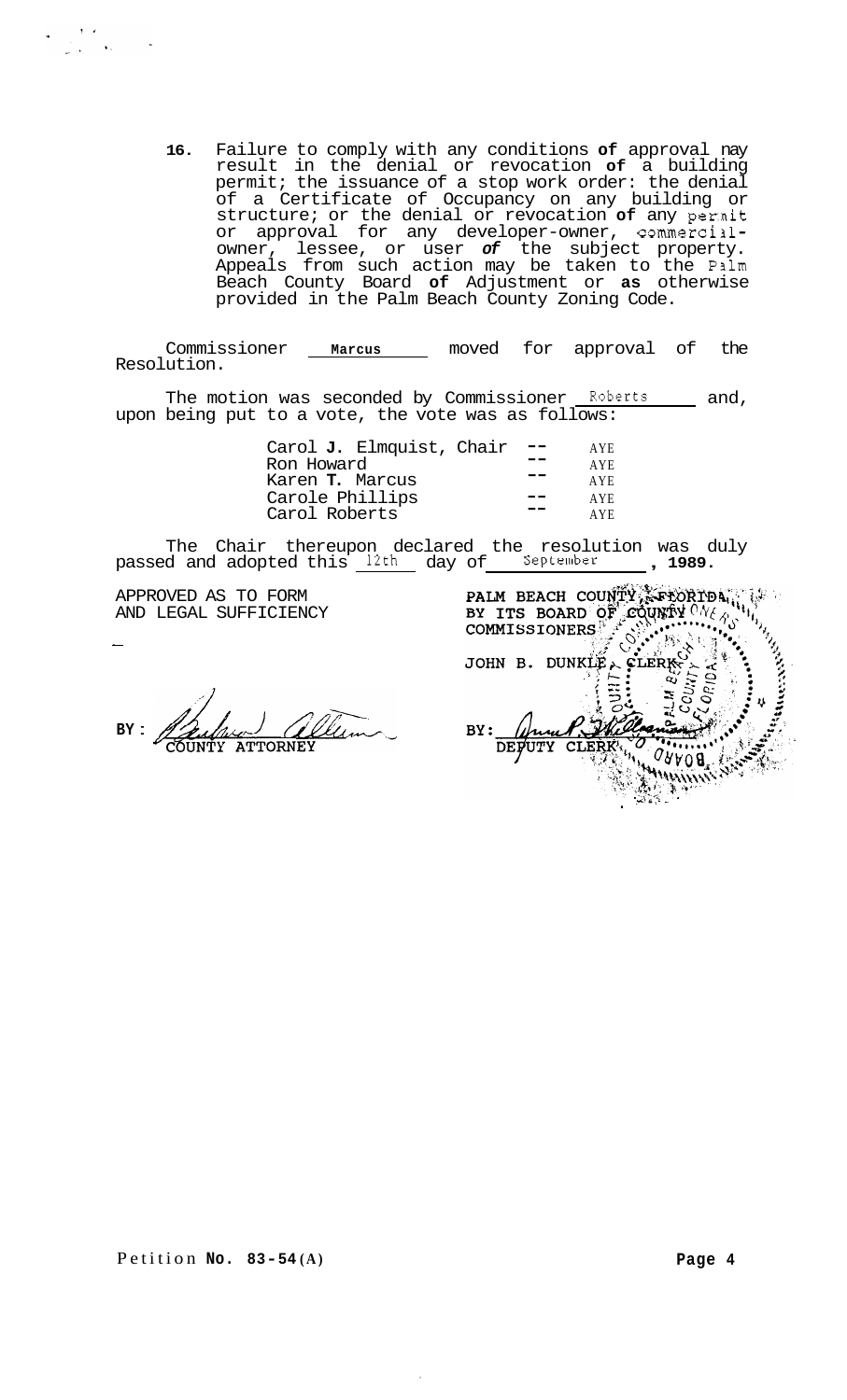16. Failure to comply with any conditions of approval may result in the denial or revocation of a building permit; the issuance of a stop work order: the denial of a Certificate of Occupancy on any building or structure; or the denial or revocation of any permit or approval for any developer-owner, commercial-owner, lessee, or user of the subject property. Appeals from such action may be taken to the Palm Beach County Board of Adjustment or as otherwise provided in the Palm Beach County Zoning Code.

Commissioner Marcus moved for approval of the Resolution.

The motion was seconded by Commissioner Roberts and, upon being put to a vote, the vote was as follows:

| | | |
|---|---|---|
| Carol J. Elmquist, Chair | -- | AYE |
| Ron Howard | -- | AYE |
| Karen T. Marcus | -- | AYE |
| Carole Phillips | -- | AYE |
| Carol Roberts | -- | AYE |

The Chair thereupon declared the resolution was duly passed and adopted this 12th day of September, 1989.

APPROVED AS TO FORM AND LEGAL SUFFICIENCY

BY: COUNTY ATTORNEY

PALM BEACH COUNTY, FLORIDA, BY ITS BOARD OF COUNTY COMMISSIONERS

JOHN B. DUNKLE, CLERK

BY: DEPUTY CLERK

Petition No. 83-54(A)